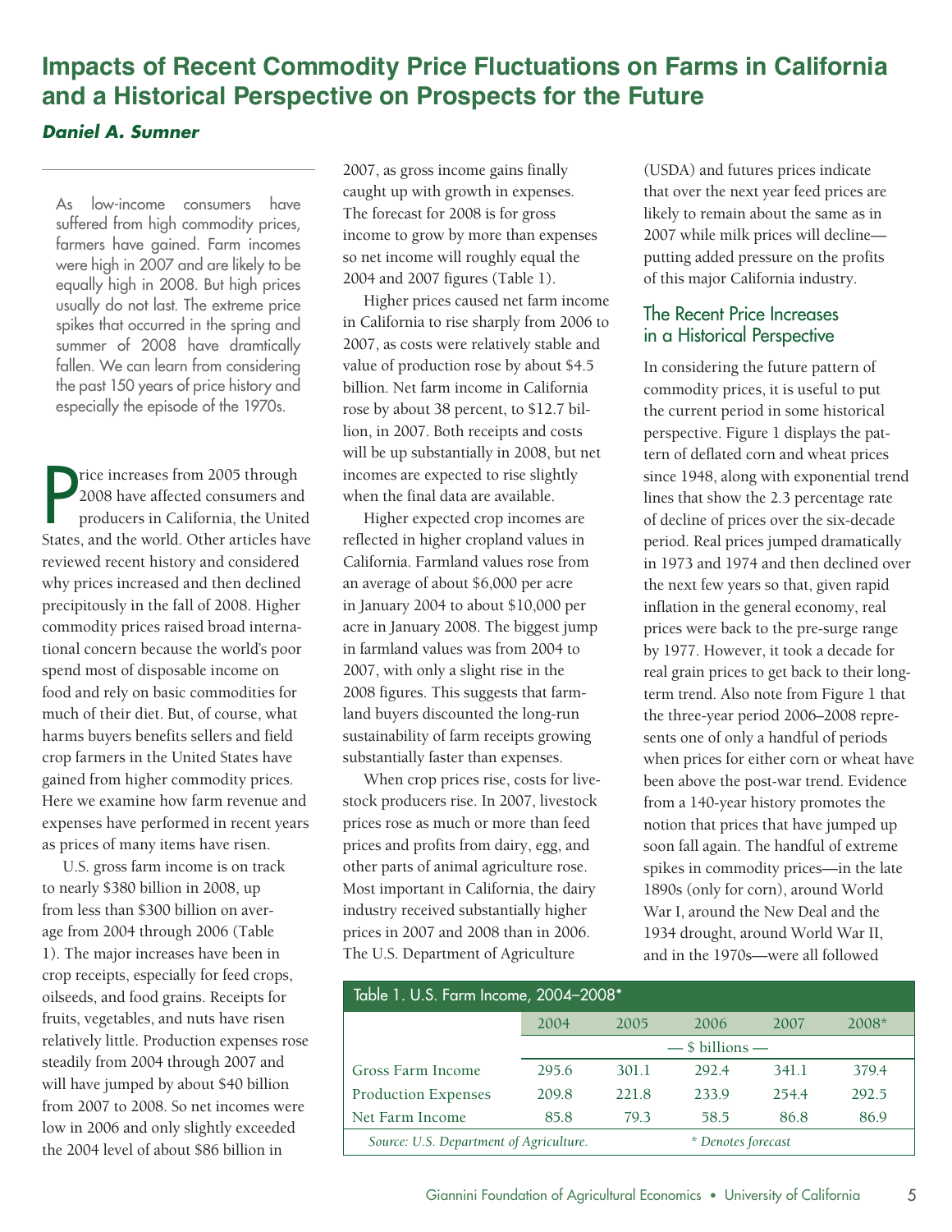# Impacts of Recent Commodity Price Fluctuations on Farms in California and a Historical Perspective on Prospects for the Future

***Daniel A. Sumner***

As low-income consumers have suffered from high commodity prices, farmers have gained. Farm incomes were high in 2007 and are likely to be equally high in 2008. But high prices usually do not last. The extreme price spikes that occurred in the spring and summer of 2008 have dramtically fallen. We can learn from considering the past 150 years of price history and especially the episode of the 1970s.

Price increases from 2005 through 2008 have affected consumers and producers in California, the United States, and the world. Other articles have reviewed recent history and considered why prices increased and then declined precipitously in the fall of 2008. Higher commodity prices raised broad international concern because the world's poor spend most of disposable income on food and rely on basic commodities for much of their diet. But, of course, what harms buyers benefits sellers and field crop farmers in the United States have gained from higher commodity prices. Here we examine how farm revenue and expenses have performed in recent years as prices of many items have risen.

U.S. gross farm income is on track to nearly $380 billion in 2008, up from less than $300 billion on average from 2004 through 2006 (Table 1). The major increases have been in crop receipts, especially for feed crops, oilseeds, and food grains. Receipts for fruits, vegetables, and nuts have risen relatively little. Production expenses rose steadily from 2004 through 2007 and will have jumped by about $40 billion from 2007 to 2008. So net incomes were low in 2006 and only slightly exceeded the 2004 level of about $86 billion in 2007, as gross income gains finally caught up with growth in expenses. The forecast for 2008 is for gross income to grow by more than expenses so net income will roughly equal the 2004 and 2007 figures (Table 1).

Higher prices caused net farm income in California to rise sharply from 2006 to 2007, as costs were relatively stable and value of production rose by about $4.5 billion. Net farm income in California rose by about 38 percent, to $12.7 billion, in 2007. Both receipts and costs will be up substantially in 2008, but net incomes are expected to rise slightly when the final data are available.

Higher expected crop incomes are reflected in higher cropland values in California. Farmland values rose from an average of about $6,000 per acre in January 2004 to about $10,000 per acre in January 2008. The biggest jump in farmland values was from 2004 to 2007, with only a slight rise in the 2008 figures. This suggests that farmland buyers discounted the long-run sustainability of farm receipts growing substantially faster than expenses.

When crop prices rise, costs for livestock producers rise. In 2007, livestock prices rose as much or more than feed prices and profits from dairy, egg, and other parts of animal agriculture rose. Most important in California, the dairy industry received substantially higher prices in 2007 and 2008 than in 2006. The U.S. Department of Agriculture (USDA) and futures prices indicate that over the next year feed prices are likely to remain about the same as in 2007 while milk prices will decline—putting added pressure on the profits of this major California industry.

## The Recent Price Increases in a Historical Perspective

In considering the future pattern of commodity prices, it is useful to put the current period in some historical perspective. Figure 1 displays the pattern of deflated corn and wheat prices since 1948, along with exponential trend lines that show the 2.3 percentage rate of decline of prices over the six-decade period. Real prices jumped dramatically in 1973 and 1974 and then declined over the next few years so that, given rapid inflation in the general economy, real prices were back to the pre-surge range by 1977. However, it took a decade for real grain prices to get back to their long-term trend. Also note from Figure 1 that the three-year period 2006–2008 represents one of only a handful of periods when prices for either corn or wheat have been above the post-war trend. Evidence from a 140-year history promotes the notion that prices that have jumped up soon fall again. The handful of extreme spikes in commodity prices—in the late 1890s (only for corn), around World War I, around the New Deal and the 1934 drought, around World War II, and in the 1970s—were all followed

**Table 1. U.S. Farm Income, 2004–2008\***

| | 2004 | 2005 | 2006 | 2007 | 2008* |
|---|---|---|---|---|---|
| | — $ billions — | | | | |
| Gross Farm Income | 295.6 | 301.1 | 292.4 | 341.1 | 379.4 |
| Production Expenses | 209.8 | 221.8 | 233.9 | 254.4 | 292.5 |
| Net Farm Income | 85.8 | 79.3 | 58.5 | 86.8 | 86.9 |

*Source: U.S. Department of Agriculture.* *\* Denotes forecast*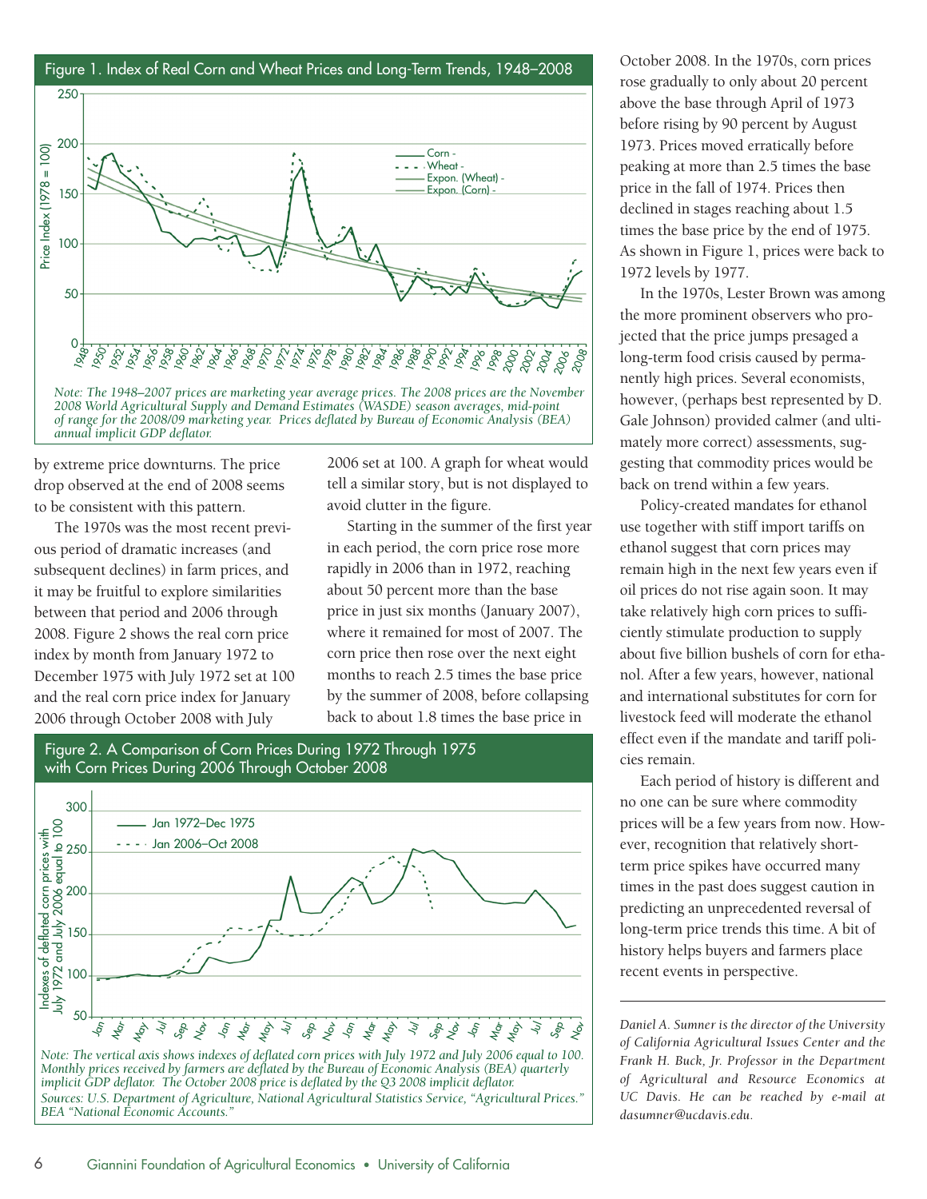Figure 1. Index of Real Corn and Wheat Prices and Long-Term Trends, 1948–2008

Price Index (1978 = 100)

250
200
150
100
50
0

1948 1950 1952 1954 1956 1958 1960 1962 1964 1966 1968 1970 1972 1974 1976 1978 1980 1982 1984 1986 1988 1990 1992 1994 1996 1998 2000 2002 2004 2006 2008

Corn -
Wheat -
Expon. (Wheat) -
Expon. (Corn) -

*Note: The 1948–2007 prices are marketing year average prices. The 2008 prices are the November 2008 World Agricultural Supply and Demand Estimates (WASDE) season averages, mid-point of range for the 2008/09 marketing year. Prices deflated by Bureau of Economic Analysis (BEA) annual implicit GDP deflator.*

by extreme price downturns. The price drop observed at the end of 2008 seems to be consistent with this pattern.

The 1970s was the most recent previous period of dramatic increases (and subsequent declines) in farm prices, and it may be fruitful to explore similarities between that period and 2006 through 2008. Figure 2 shows the real corn price index by month from January 1972 to December 1975 with July 1972 set at 100 and the real corn price index for January 2006 through October 2008 with July 2006 set at 100. A graph for wheat would tell a similar story, but is not displayed to avoid clutter in the figure.

Starting in the summer of the first year in each period, the corn price rose more rapidly in 2006 than in 1972, reaching about 50 percent more than the base price in just six months (January 2007), where it remained for most of 2007. The corn price then rose over the next eight months to reach 2.5 times the base price by the summer of 2008, before collapsing back to about 1.8 times the base price in October 2008. In the 1970s, corn prices rose gradually to only about 20 percent above the base through April of 1973 before rising by 90 percent by August 1973. Prices moved erratically before peaking at more than 2.5 times the base price in the fall of 1974. Prices then declined in stages reaching about 1.5 times the base price by the end of 1975. As shown in Figure 1, prices were back to 1972 levels by 1977.

In the 1970s, Lester Brown was among the more prominent observers who projected that the price jumps presaged a long-term food crisis caused by permanently high prices. Several economists, however, (perhaps best represented by D. Gale Johnson) provided calmer (and ultimately more correct) assessments, suggesting that commodity prices would be back on trend within a few years.

Policy-created mandates for ethanol use together with stiff import tariffs on ethanol suggest that corn prices may remain high in the next few years even if oil prices do not rise again soon. It may take relatively high corn prices to sufficiently stimulate production to supply about five billion bushels of corn for ethanol. After a few years, however, national and international substitutes for corn for livestock feed will moderate the ethanol effect even if the mandate and tariff policies remain.

Each period of history is different and no one can be sure where commodity prices will be a few years from now. However, recognition that relatively short-term price spikes have occurred many times in the past does suggest caution in predicting an unprecedented reversal of long-term price trends this time. A bit of history helps buyers and farmers place recent events in perspective.

Figure 2. A Comparison of Corn Prices During 1972 Through 1975 with Corn Prices During 2006 Through October 2008

Indexes of deflated corn prices with July 1972 and July 2006 equal to 100

300
250
200
150
100
50

Jan Mar May Jul Sep Nov Jan Mar May Jul Sep Nov Jan Mar May Jul Sep Nov Jan Mar May Jul Sep Nov

Jan 1972–Dec 1975
Jan 2006–Oct 2008

*Note: The vertical axis shows indexes of deflated corn prices with July 1972 and July 2006 equal to 100. Monthly prices received by farmers are deflated by the Bureau of Economic Analysis (BEA) quarterly implicit GDP deflator. The October 2008 price is deflated by the Q3 2008 implicit deflator.*
*Sources: U.S. Department of Agriculture, National Agricultural Statistics Service, "Agricultural Prices." BEA "National Economic Accounts."*

---

*Daniel A. Sumner is the director of the University of California Agricultural Issues Center and the Frank H. Buck, Jr. Professor in the Department of Agricultural and Resource Economics at UC Davis. He can be reached by e-mail at dasumner@ucdavis.edu.*